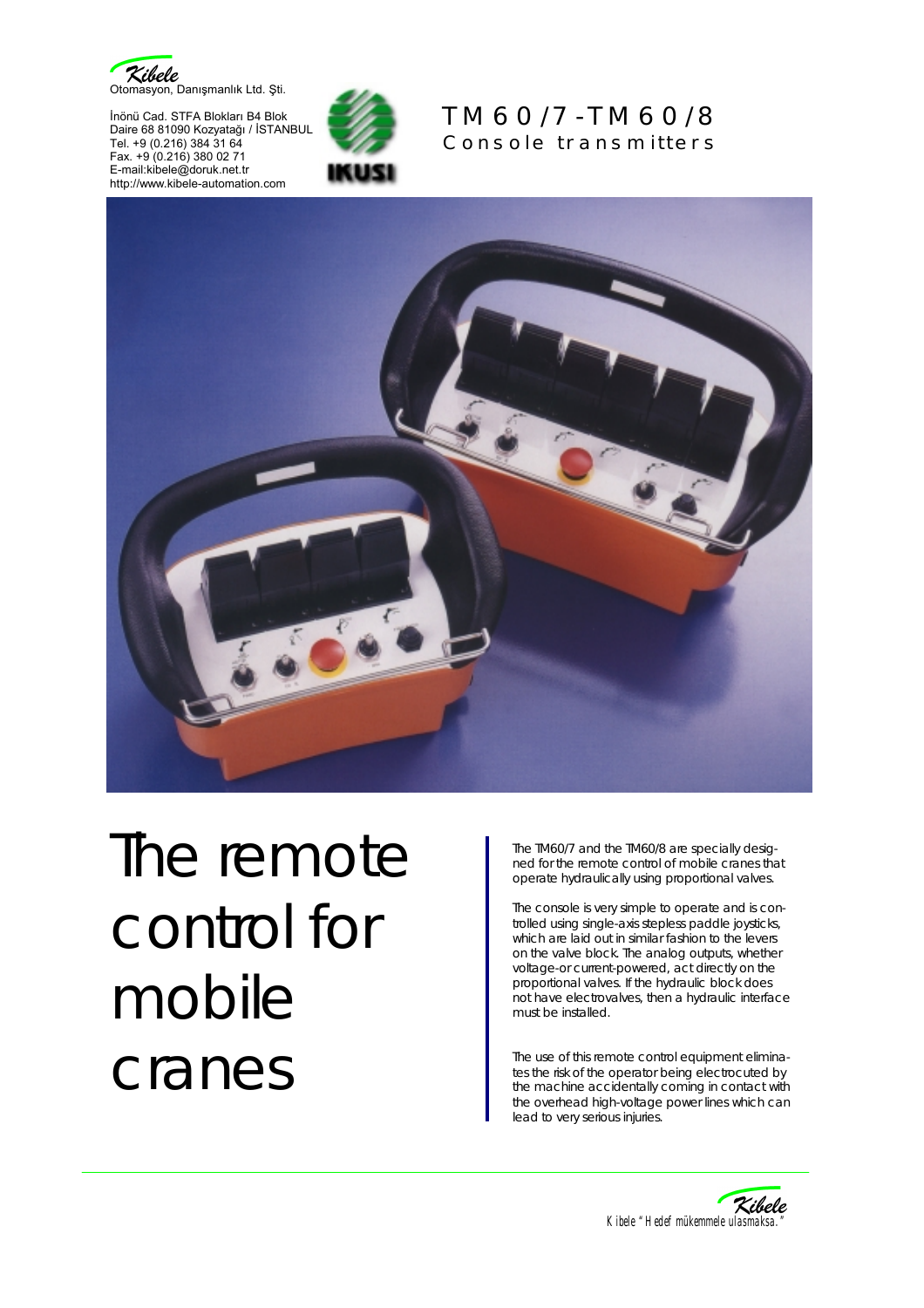Kibele
Otomasyon, Danışmanlık Ltd. Şti.

İnönü Cad. STFA Blokları B4 Blok
Daire 68 81090 Kozyatağı / İSTANBUL
Tel. +9 (0.216) 384 31 64
Fax. +9 (0.216) 380 02 71
E-mail:kibele@doruk.net.tr
http://www.kibele-automation.com

IKUSI

# TM60/7-TM60/8

## Console transmitters

# The remote control for mobile cranes

The TM60/7 and the TM60/8 are specially designed for the remote control of mobile cranes that operate hydraulically using proportional valves.

The console is very simple to operate and is controlled using single-axis stepless paddle joysticks, which are laid out in similar fashion to the levers on the valve block. The analog outputs, whether voltage-or current-powered, act directly on the proportional valves. If the hydraulic block does not have electrovalves, then a hydraulic interface must be installed.

The use of this remote control equipment eliminates the risk of the operator being electrocuted by the machine accidentally coming in contact with the overhead high-voltage power lines which can lead to very serious injuries.

Kibele "Hedef mükemmele ulasmaksa."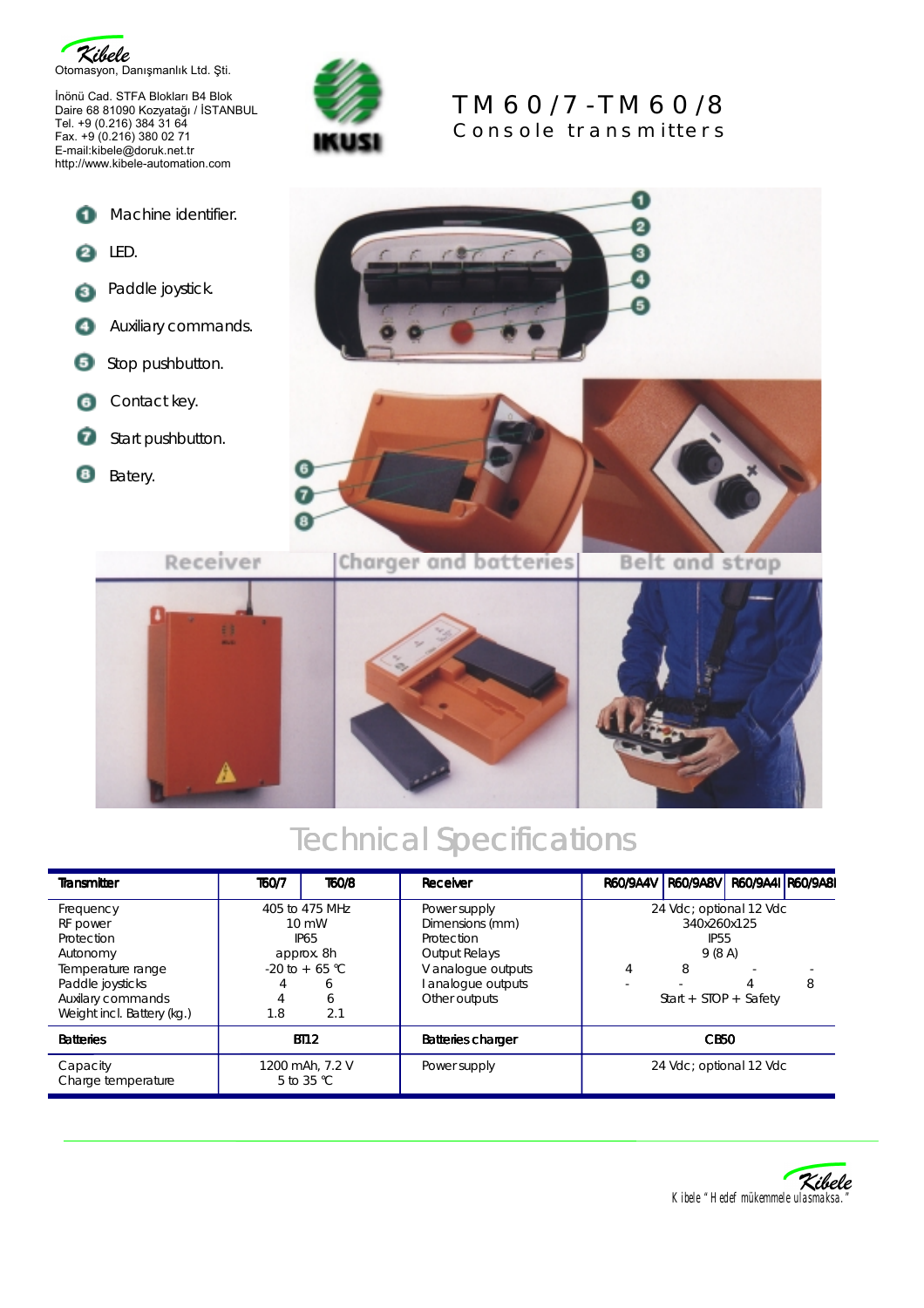Kibele
Otomasyon, Danışmanlık Ltd. Şti.

İnönü Cad. STFA Blokları B4 Blok
Daire 68 81090 Kozyatağı / İSTANBUL
Tel. +9 (0.216) 384 31 64
Fax. +9 (0.216) 380 02 71
E-mail:kibele@doruk.net.tr
http://www.kibele-automation.com

IKUSI

# TM60/7-TM60/8
## Console transmitters

1. Machine identifier.
2. LED.
3. Paddle joystick.
4. Auxiliary commands.
5. Stop pushbutton.
6. Contact key.
7. Start pushbutton.
8. Batery.

Receiver

Charger and batteries

Belt and strap

## Technical Specifications

| Transmitter | T60/7 | T60/8 | Receiver | R60/9A4V | R60/9A8V | R60/9A4I | R60/9A8I |
|---|---|---|---|---|---|---|---|
| Frequency | 405 to 475 MHz | | Power supply | 24 Vdc; optional 12 Vdc | | | |
| RF power | 10 mW | | Dimensions (mm) | 340x260x125 | | | |
| Protection | IP65 | | Protection | IP55 | | | |
| Autonomy | approx. 8h | | Output Relays | 9 (8 A) | | | |
| Temperature range | -20 to + 65 ºC | | V analogue outputs | 4 | 8 | - | - |
| Paddle joysticks | 4 | 6 | I analogue outputs | - | - | 4 | 8 |
| Auxilary commands | 4 | 6 | Other outputs | Start + STOP + Safety | | | |
| Weight incl. Battery (kg.) | 1.8 | 2.1 | | | | | |
| **Batteries** | BT12 | | **Batteries charger** | CB50 | | | |
| Capacity | 1200 mAh, 7.2 V | | Power supply | 24 Vdc; optional 12 Vdc | | | |
| Charge temperature | 5 to 35 ºC | | | | | | |

Kibele
Kibele "Hedef mükemmele ulasmaksa."